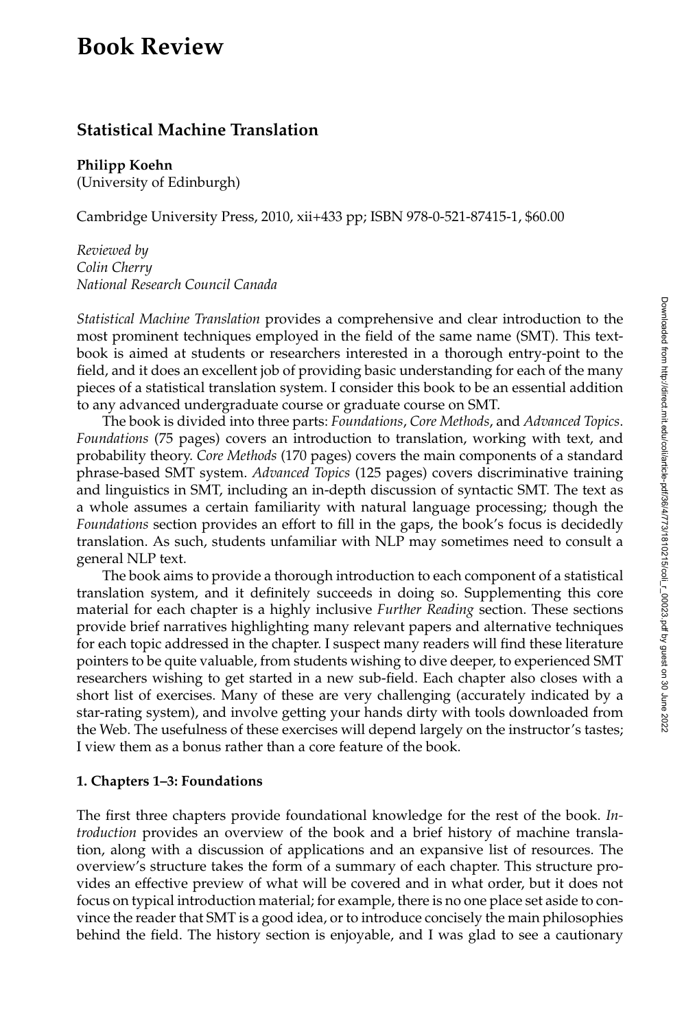# Book Review

## Statistical Machine Translation

**Philipp Koehn**
(University of Edinburgh)

Cambridge University Press, 2010, xii+433 pp; ISBN 978-0-521-87415-1, $60.00

*Reviewed by*
*Colin Cherry*
*National Research Council Canada*

*Statistical Machine Translation* provides a comprehensive and clear introduction to the most prominent techniques employed in the field of the same name (SMT). This textbook is aimed at students or researchers interested in a thorough entry-point to the field, and it does an excellent job of providing basic understanding for each of the many pieces of a statistical translation system. I consider this book to be an essential addition to any advanced undergraduate course or graduate course on SMT.

The book is divided into three parts: *Foundations*, *Core Methods*, and *Advanced Topics*. *Foundations* (75 pages) covers an introduction to translation, working with text, and probability theory. *Core Methods* (170 pages) covers the main components of a standard phrase-based SMT system. *Advanced Topics* (125 pages) covers discriminative training and linguistics in SMT, including an in-depth discussion of syntactic SMT. The text as a whole assumes a certain familiarity with natural language processing; though the *Foundations* section provides an effort to fill in the gaps, the book's focus is decidedly translation. As such, students unfamiliar with NLP may sometimes need to consult a general NLP text.

The book aims to provide a thorough introduction to each component of a statistical translation system, and it definitely succeeds in doing so. Supplementing this core material for each chapter is a highly inclusive *Further Reading* section. These sections provide brief narratives highlighting many relevant papers and alternative techniques for each topic addressed in the chapter. I suspect many readers will find these literature pointers to be quite valuable, from students wishing to dive deeper, to experienced SMT researchers wishing to get started in a new sub-field. Each chapter also closes with a short list of exercises. Many of these are very challenging (accurately indicated by a star-rating system), and involve getting your hands dirty with tools downloaded from the Web. The usefulness of these exercises will depend largely on the instructor's tastes; I view them as a bonus rather than a core feature of the book.

### 1. Chapters 1–3: Foundations

The first three chapters provide foundational knowledge for the rest of the book. *Introduction* provides an overview of the book and a brief history of machine translation, along with a discussion of applications and an expansive list of resources. The overview's structure takes the form of a summary of each chapter. This structure provides an effective preview of what will be covered and in what order, but it does not focus on typical introduction material; for example, there is no one place set aside to convince the reader that SMT is a good idea, or to introduce concisely the main philosophies behind the field. The history section is enjoyable, and I was glad to see a cautionary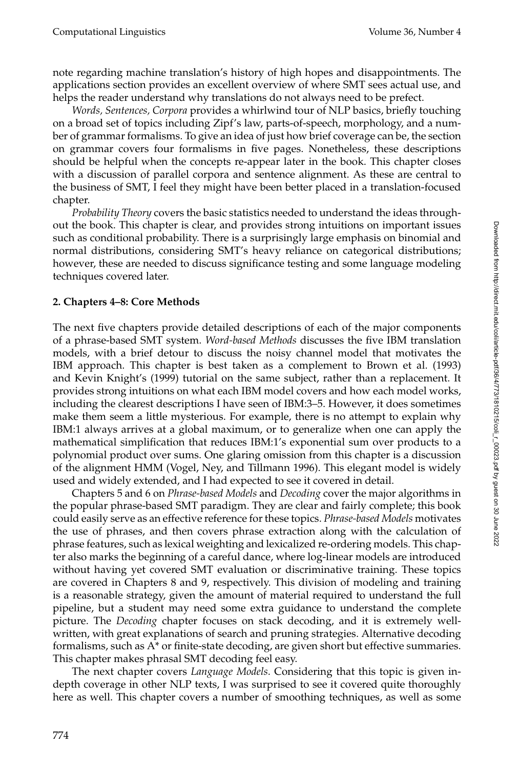note regarding machine translation's history of high hopes and disappointments. The applications section provides an excellent overview of where SMT sees actual use, and helps the reader understand why translations do not always need to be prefect.

*Words, Sentences, Corpora* provides a whirlwind tour of NLP basics, briefly touching on a broad set of topics including Zipf's law, parts-of-speech, morphology, and a number of grammar formalisms. To give an idea of just how brief coverage can be, the section on grammar covers four formalisms in five pages. Nonetheless, these descriptions should be helpful when the concepts re-appear later in the book. This chapter closes with a discussion of parallel corpora and sentence alignment. As these are central to the business of SMT, I feel they might have been better placed in a translation-focused chapter.

*Probability Theory* covers the basic statistics needed to understand the ideas throughout the book. This chapter is clear, and provides strong intuitions on important issues such as conditional probability. There is a surprisingly large emphasis on binomial and normal distributions, considering SMT's heavy reliance on categorical distributions; however, these are needed to discuss significance testing and some language modeling techniques covered later.

## 2. Chapters 4–8: Core Methods

The next five chapters provide detailed descriptions of each of the major components of a phrase-based SMT system. *Word-based Methods* discusses the five IBM translation models, with a brief detour to discuss the noisy channel model that motivates the IBM approach. This chapter is best taken as a complement to Brown et al. (1993) and Kevin Knight's (1999) tutorial on the same subject, rather than a replacement. It provides strong intuitions on what each IBM model covers and how each model works, including the clearest descriptions I have seen of IBM:3–5. However, it does sometimes make them seem a little mysterious. For example, there is no attempt to explain why IBM:1 always arrives at a global maximum, or to generalize when one can apply the mathematical simplification that reduces IBM:1's exponential sum over products to a polynomial product over sums. One glaring omission from this chapter is a discussion of the alignment HMM (Vogel, Ney, and Tillmann 1996). This elegant model is widely used and widely extended, and I had expected to see it covered in detail.

Chapters 5 and 6 on *Phrase-based Models* and *Decoding* cover the major algorithms in the popular phrase-based SMT paradigm. They are clear and fairly complete; this book could easily serve as an effective reference for these topics. *Phrase-based Models* motivates the use of phrases, and then covers phrase extraction along with the calculation of phrase features, such as lexical weighting and lexicalized re-ordering models. This chapter also marks the beginning of a careful dance, where log-linear models are introduced without having yet covered SMT evaluation or discriminative training. These topics are covered in Chapters 8 and 9, respectively. This division of modeling and training is a reasonable strategy, given the amount of material required to understand the full pipeline, but a student may need some extra guidance to understand the complete picture. The *Decoding* chapter focuses on stack decoding, and it is extremely well-written, with great explanations of search and pruning strategies. Alternative decoding formalisms, such as A* or finite-state decoding, are given short but effective summaries. This chapter makes phrasal SMT decoding feel easy.

The next chapter covers *Language Models*. Considering that this topic is given in-depth coverage in other NLP texts, I was surprised to see it covered quite thoroughly here as well. This chapter covers a number of smoothing techniques, as well as some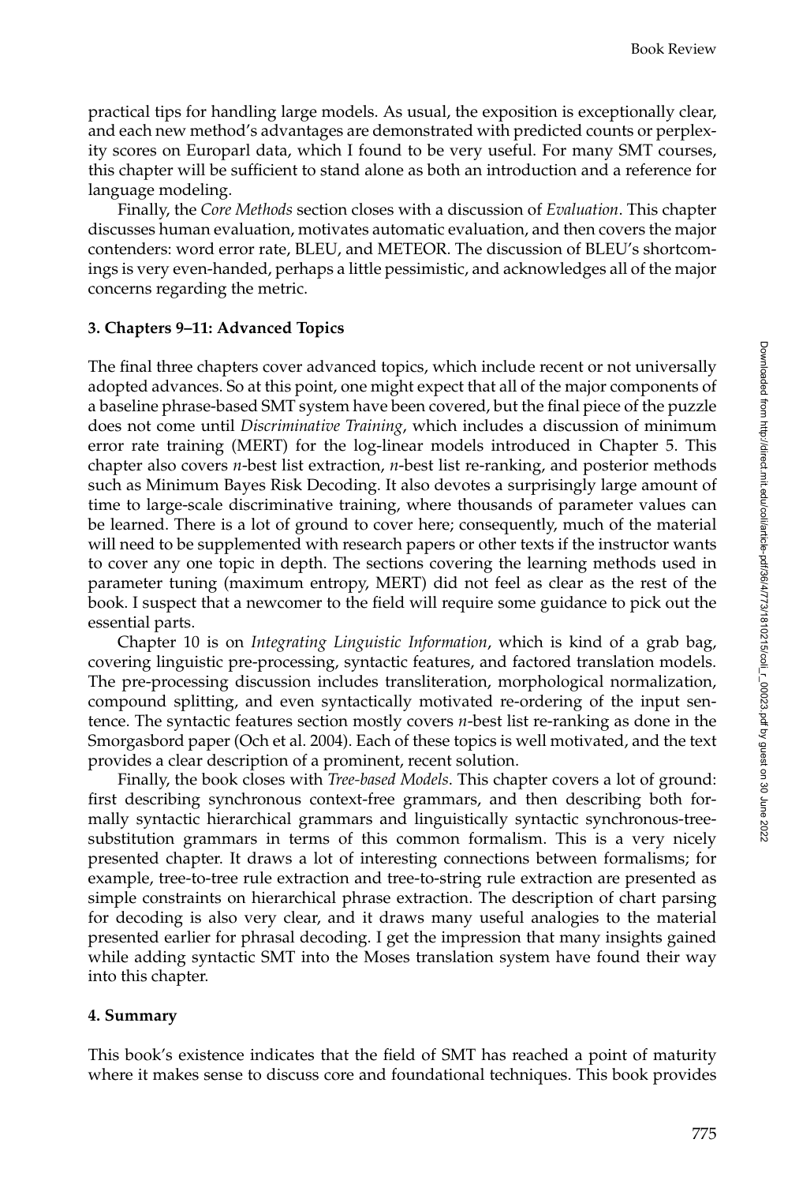practical tips for handling large models. As usual, the exposition is exceptionally clear, and each new method's advantages are demonstrated with predicted counts or perplexity scores on Europarl data, which I found to be very useful. For many SMT courses, this chapter will be sufficient to stand alone as both an introduction and a reference for language modeling.

Finally, the *Core Methods* section closes with a discussion of *Evaluation*. This chapter discusses human evaluation, motivates automatic evaluation, and then covers the major contenders: word error rate, BLEU, and METEOR. The discussion of BLEU's shortcomings is very even-handed, perhaps a little pessimistic, and acknowledges all of the major concerns regarding the metric.

### 3. Chapters 9–11: Advanced Topics

The final three chapters cover advanced topics, which include recent or not universally adopted advances. So at this point, one might expect that all of the major components of a baseline phrase-based SMT system have been covered, but the final piece of the puzzle does not come until *Discriminative Training*, which includes a discussion of minimum error rate training (MERT) for the log-linear models introduced in Chapter 5. This chapter also covers *n*-best list extraction, *n*-best list re-ranking, and posterior methods such as Minimum Bayes Risk Decoding. It also devotes a surprisingly large amount of time to large-scale discriminative training, where thousands of parameter values can be learned. There is a lot of ground to cover here; consequently, much of the material will need to be supplemented with research papers or other texts if the instructor wants to cover any one topic in depth. The sections covering the learning methods used in parameter tuning (maximum entropy, MERT) did not feel as clear as the rest of the book. I suspect that a newcomer to the field will require some guidance to pick out the essential parts.

Chapter 10 is on *Integrating Linguistic Information*, which is kind of a grab bag, covering linguistic pre-processing, syntactic features, and factored translation models. The pre-processing discussion includes transliteration, morphological normalization, compound splitting, and even syntactically motivated re-ordering of the input sentence. The syntactic features section mostly covers *n*-best list re-ranking as done in the Smorgasbord paper (Och et al. 2004). Each of these topics is well motivated, and the text provides a clear description of a prominent, recent solution.

Finally, the book closes with *Tree-based Models*. This chapter covers a lot of ground: first describing synchronous context-free grammars, and then describing both formally syntactic hierarchical grammars and linguistically syntactic synchronous-tree-substitution grammars in terms of this common formalism. This is a very nicely presented chapter. It draws a lot of interesting connections between formalisms; for example, tree-to-tree rule extraction and tree-to-string rule extraction are presented as simple constraints on hierarchical phrase extraction. The description of chart parsing for decoding is also very clear, and it draws many useful analogies to the material presented earlier for phrasal decoding. I get the impression that many insights gained while adding syntactic SMT into the Moses translation system have found their way into this chapter.

### 4. Summary

This book's existence indicates that the field of SMT has reached a point of maturity where it makes sense to discuss core and foundational techniques. This book provides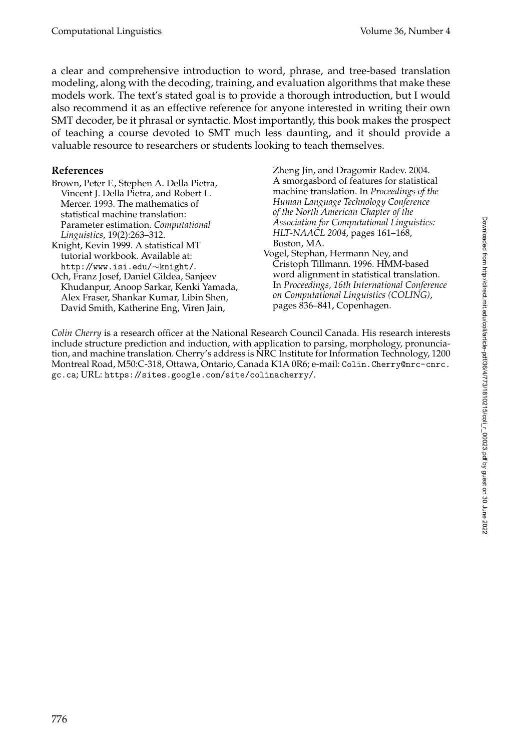a clear and comprehensive introduction to word, phrase, and tree-based translation modeling, along with the decoding, training, and evaluation algorithms that make these models work. The text's stated goal is to provide a thorough introduction, but I would also recommend it as an effective reference for anyone interested in writing their own SMT decoder, be it phrasal or syntactic. Most importantly, this book makes the prospect of teaching a course devoted to SMT much less daunting, and it should provide a valuable resource to researchers or students looking to teach themselves.

## References

Brown, Peter F., Stephen A. Della Pietra, Vincent J. Della Pietra, and Robert L. Mercer. 1993. The mathematics of statistical machine translation: Parameter estimation. *Computational Linguistics*, 19(2):263–312.

Knight, Kevin 1999. A statistical MT tutorial workbook. Available at: http://www.isi.edu/∼knight/.

Och, Franz Josef, Daniel Gildea, Sanjeev Khudanpur, Anoop Sarkar, Kenki Yamada, Alex Fraser, Shankar Kumar, Libin Shen, David Smith, Katherine Eng, Viren Jain, Zheng Jin, and Dragomir Radev. 2004. A smorgasbord of features for statistical machine translation. In *Proceedings of the Human Language Technology Conference of the North American Chapter of the Association for Computational Linguistics: HLT-NAACL 2004*, pages 161–168, Boston, MA.

Vogel, Stephan, Hermann Ney, and Cristoph Tillmann. 1996. HMM-based word alignment in statistical translation. In *Proceedings, 16th International Conference on Computational Linguistics (COLING)*, pages 836–841, Copenhagen.

*Colin Cherry* is a research officer at the National Research Council Canada. His research interests include structure prediction and induction, with application to parsing, morphology, pronunciation, and machine translation. Cherry's address is NRC Institute for Information Technology, 1200 Montreal Road, M50:C-318, Ottawa, Ontario, Canada K1A 0R6; e-mail: Colin.Cherry@nrc-cnrc.gc.ca; URL: https://sites.google.com/site/colinacherry/.